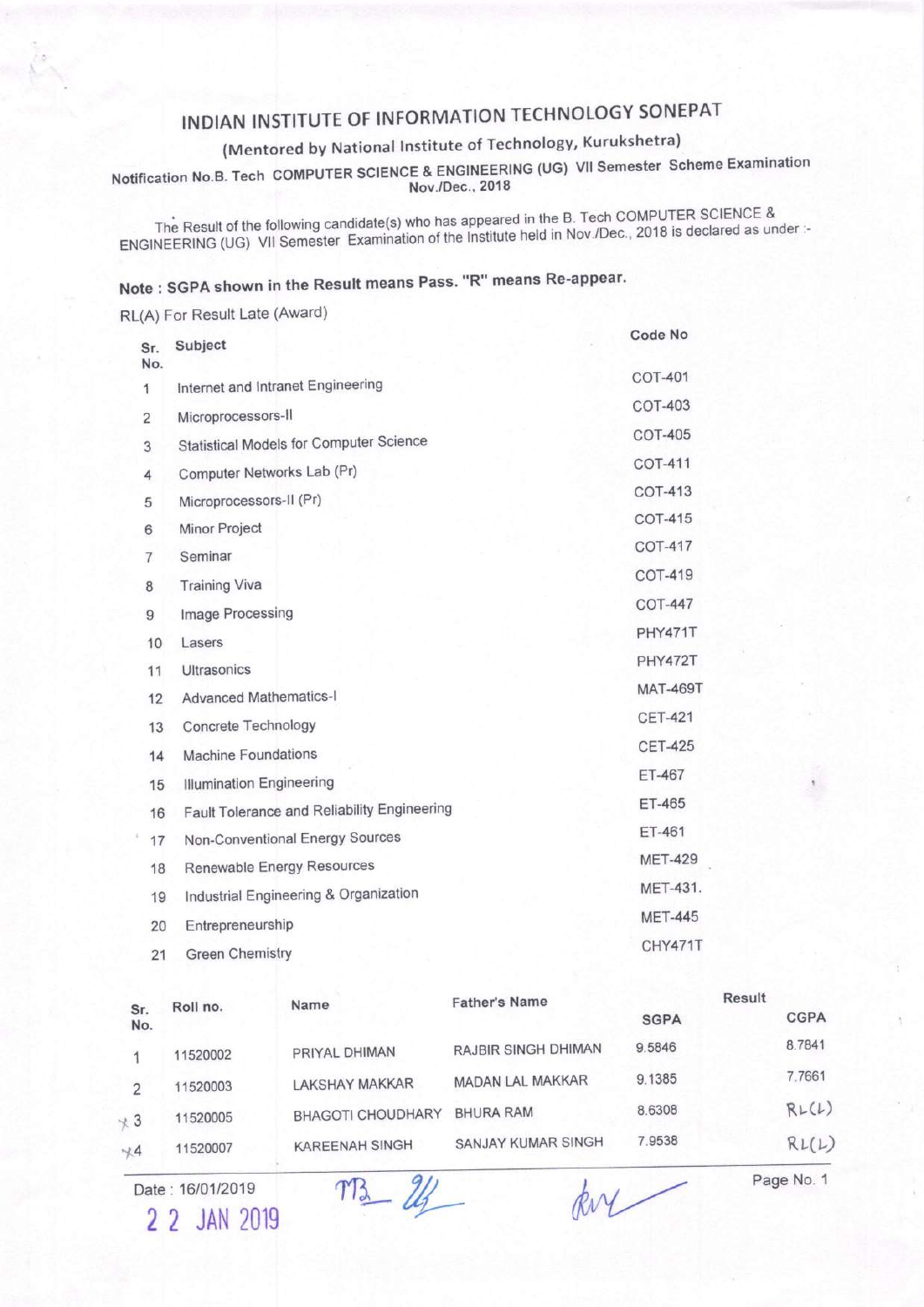# INDIAN INSTITUTE OF INFORMATION TECHNOLOGY SONEPAT

## (Mentored by National Institute of Technology, Kurukshetra)

Notification No.B. Tech COMPUTER SCIENCE & ENGINEERING (UG) VII Semester Scheme Examination Nov./Dec., 2018

The Result of the following candidate(s) who has appeared in the B. Tech COMPUTER SCIENCE & ENGINEERING (UG) VII Semester Examination of the Institute held in Nov./Dec., 2018 is declared as under :-

**Note : SGPA shown in the Result means Pass. "R" means Re-appear.**

RL(A) For Result Late (Award)

| Sr. No. | Subject | Code No |
|---|---|---|
| 1 | Internet and Intranet Engineering | COT-401 |
| 2 | Microprocessors-II | COT-403 |
| 3 | Statistical Models for Computer Science | COT-405 |
| 4 | Computer Networks Lab (Pr) | COT-411 |
| 5 | Microprocessors-II (Pr) | COT-413 |
| 6 | Minor Project | COT-415 |
| 7 | Seminar | COT-417 |
| 8 | Training Viva | COT-419 |
| 9 | Image Processing | COT-447 |
| 10 | Lasers | PHY471T |
| 11 | Ultrasonics | PHY472T |
| 12 | Advanced Mathematics-I | MAT-469T |
| 13 | Concrete Technology | CET-421 |
| 14 | Machine Foundations | CET-425 |
| 15 | Illumination Engineering | ET-467 |
| 16 | Fault Tolerance and Reliability Engineering | ET-465 |
| 17 | Non-Conventional Energy Sources | ET-461 |
| 18 | Renewable Energy Resources | MET-429 |
| 19 | Industrial Engineering & Organization | MET-431. |
| 20 | Entrepreneurship | MET-445 |
| 21 | Green Chemistry | CHY471T |

| Sr. No. | Roll no. | Name | Father's Name | Result SGPA | CGPA |
|---|---|---|---|---|---|
| 1 | 11520002 | PRIYAL DHIMAN | RAJBIR SINGH DHIMAN | 9.5846 | 8.7841 |
| 2 | 11520003 | LAKSHAY MAKKAR | MADAN LAL MAKKAR | 9.1385 | 7.7661 |
| 3 | 11520005 | BHAGOTI CHOUDHARY | BHURA RAM | 8.6308 | RL(L) |
| 4 | 11520007 | KAREENAH SINGH | SANJAY KUMAR SINGH | 7.9538 | RL(L) |

Date : 16/01/2019

22 JAN 2019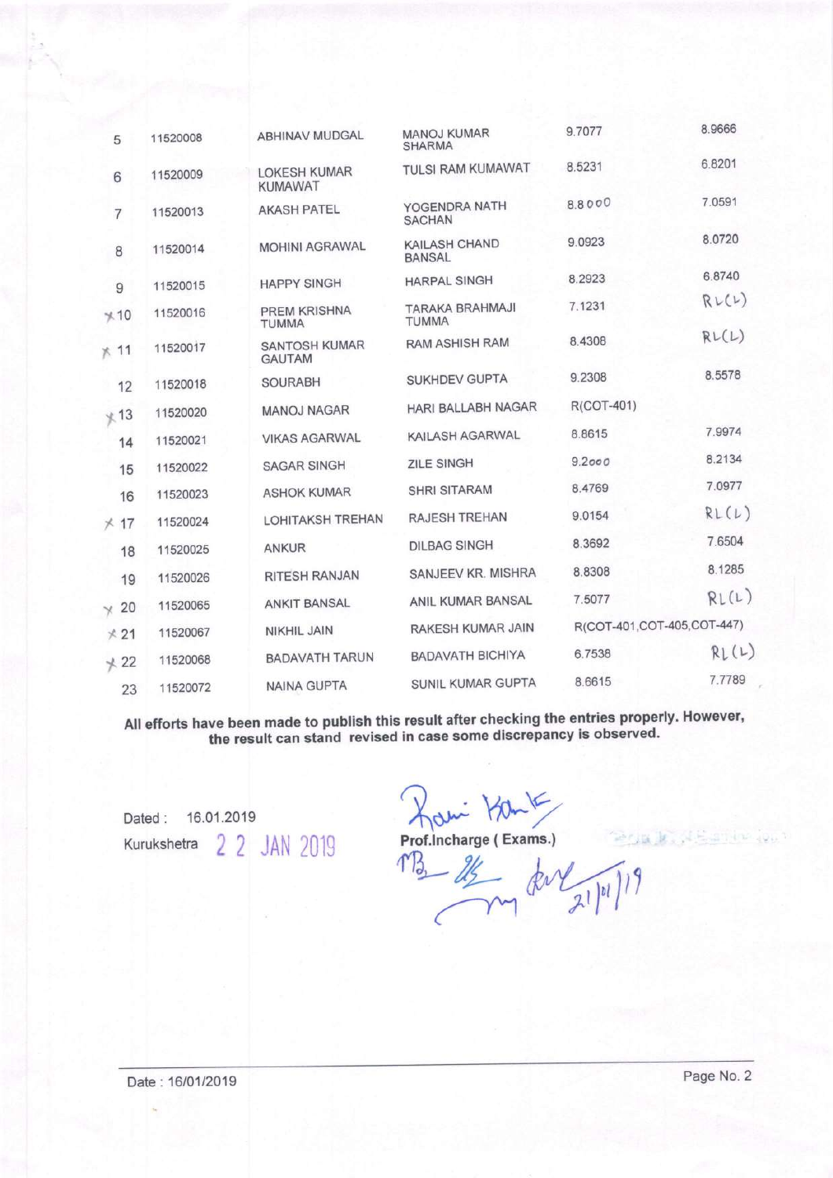| | | | | | |
|---|---|---|---|---|---|
| 5 | 11520008 | ABHINAV MUDGAL | MANOJ KUMAR SHARMA | 9.7077 | 8.9666 |
| 6 | 11520009 | LOKESH KUMAR KUMAWAT | TULSI RAM KUMAWAT | 8.5231 | 6.8201 |
| 7 | 11520013 | AKASH PATEL | YOGENDRA NATH SACHAN | 8.8000 | 7.0591 |
| 8 | 11520014 | MOHINI AGRAWAL | KAILASH CHAND BANSAL | 9.0923 | 8.0720 |
| 9 | 11520015 | HAPPY SINGH | HARPAL SINGH | 8.2923 | 6.8740 |
| *10 | 11520016 | PREM KRISHNA TUMMA | TARAKA BRAHMAJI TUMMA | 7.1231 | RL(L) |
| *11 | 11520017 | SANTOSH KUMAR GAUTAM | RAM ASHISH RAM | 8.4308 | RL(L) |
| 12 | 11520018 | SOURABH | SUKHDEV GUPTA | 9.2308 | 8.5578 |
| *13 | 11520020 | MANOJ NAGAR | HARI BALLABH NAGAR | R(COT-401) | |
| 14 | 11520021 | VIKAS AGARWAL | KAILASH AGARWAL | 8.6615 | 7.9974 |
| 15 | 11520022 | SAGAR SINGH | ZILE SINGH | 9.2000 | 8.2134 |
| 16 | 11520023 | ASHOK KUMAR | SHRI SITARAM | 8.4769 | 7.0977 |
| *17 | 11520024 | LOHITAKSH TREHAN | RAJESH TREHAN | 9.0154 | RL(L) |
| 18 | 11520025 | ANKUR | DILBAG SINGH | 8.3692 | 7.6504 |
| 19 | 11520026 | RITESH RANJAN | SANJEEV KR. MISHRA | 8.8308 | 8.1285 |
| *20 | 11520065 | ANKIT BANSAL | ANIL KUMAR BANSAL | 7.5077 | RL(L) |
| *21 | 11520067 | NIKHIL JAIN | RAKESH KUMAR JAIN | R(COT-401,COT-405,COT-447) | |
| *22 | 11520068 | BADAVATH TARUN | BADAVATH BICHIYA | 6.7538 | RL(L) |
| 23 | 11520072 | NAINA GUPTA | SUNIL KUMAR GUPTA | 8.6615 | 7.7789 |

**All efforts have been made to publish this result after checking the entries properly. However, the result can stand revised in case some discrepancy is observed.**

Dated : 16.01.2019

Kurukshetra 22 JAN 2019

**Prof.Incharge ( Exams.)**

21/01/19

Date : 16/01/2019